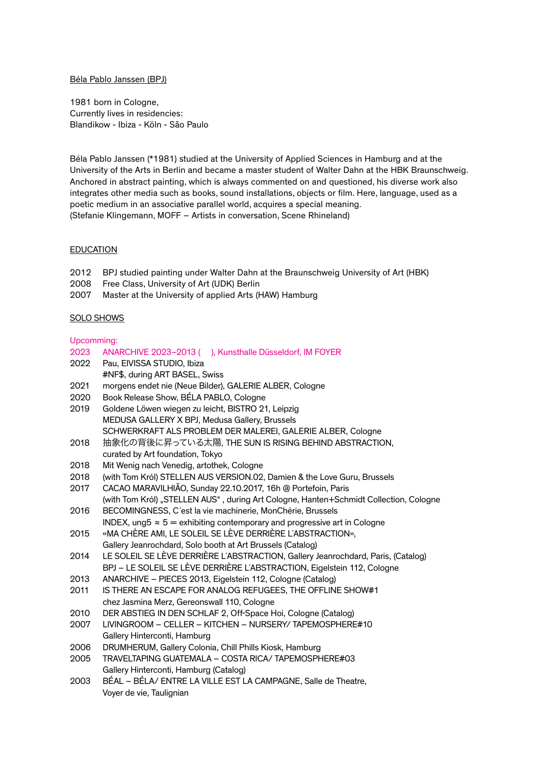Béla Pablo Janssen (BPJ)

1981 born in Cologne,
Currently lives in residencies:
Blandikow - Ibiza - Köln - São Paulo

Béla Pablo Janssen (*1981) studied at the University of Applied Sciences in Hamburg and at the University of the Arts in Berlin and became a master student of Walter Dahn at the HBK Braunschweig. Anchored in abstract painting, which is always commented on and questioned, his diverse work also integrates other media such as books, sound installations, objects or film. Here, language, used as a poetic medium in an associative parallel world, acquires a special meaning.
(Stefanie Klingemann, MOFF – Artists in conversation, Scene Rhineland)

## EDUCATION

2012 BPJ studied painting under Walter Dahn at the Braunschweig University of Art (HBK)
2008 Free Class, University of Art (UDK) Berlin
2007 Master at the University of applied Arts (HAW) Hamburg

## SOLO SHOWS

Upcomming:
2023 ANARCHIVE 2023–2013 ( ), Kunsthalle Düsseldorf, IM FOYER
2022 Pau, EIVISSA STUDIO, Ibiza
#NF$, during ART BASEL, Swiss
2021 morgens endet nie (Neue Bilder), GALERIE ALBER, Cologne
2020 Book Release Show, BÉLA PABLO, Cologne
2019 Goldene Löwen wiegen zu leicht, BISTRO 21, Leipzig
MEDUSA GALLERY X BPJ, Medusa Gallery, Brussels
SCHWERKRAFT ALS PROBLEM DER MALEREI, GALERIE ALBER, Cologne
2018 抽象化の背後に昇っている太陽, THE SUN IS RISING BEHIND ABSTRACTION,
curated by Art foundation, Tokyo
2018 Mit Wenig nach Venedig, artothek, Cologne
2018 (with Tom Król) STELLEN AUS VERSION.02, Damien & the Love Guru, Brussels
2017 CACAO MARAVILHIÃO, Sunday 22.10.2017, 16h @ Portefoin, Paris
(with Tom Król) „STELLEN AUS" , during Art Cologne, Hanten+Schmidt Collection, Cologne
2016 BECOMINGNESS, C´est la vie machinerie, MonChérie, Brussels
INDEX, ung5 ≈ 5 = exhibiting contemporary and progressive art in Cologne
2015 «MA CHÈRE AMI, LE SOLEIL SE LÈVE DERRIÈRE L´ABSTRACTION»,
Gallery Jeanrochdard, Solo booth at Art Brussels (Catalog)
2014 LE SOLEIL SE LÈVE DERRIÈRE L´ABSTRACTION, Gallery Jeanrochdard, Paris, (Catalog)
BPJ – LE SOLEIL SE LÈVE DERRIÈRE L´ABSTRACTION, Eigelstein 112, Cologne
2013 ANARCHIVE – PIECES 2013, Eigelstein 112, Cologne (Catalog)
2011 IS THERE AN ESCAPE FOR ANALOG REFUGEES, THE OFFLINE SHOW#1
chez Jasmina Merz, Gereonswall 110, Cologne
2010 DER ABSTIEG IN DEN SCHLAF 2, Off-Space Hoi, Cologne (Catalog)
2007 LIVINGROOM – CELLER – KITCHEN – NURSERY/ TAPEMOSPHERE#10
Gallery Hinterconti, Hamburg
2006 DRUMHERUM, Gallery Colonia, Chill Phills Kiosk, Hamburg
2005 TRAVELTAPING GUATEMALA – COSTA RICA/ TAPEMOSPHERE#03
Gallery Hinterconti, Hamburg (Catalog)
2003 BÉAL – BÉLA/ ENTRE LA VILLE EST LA CAMPAGNE, Salle de Theatre,
Voyer de vie, Taulignian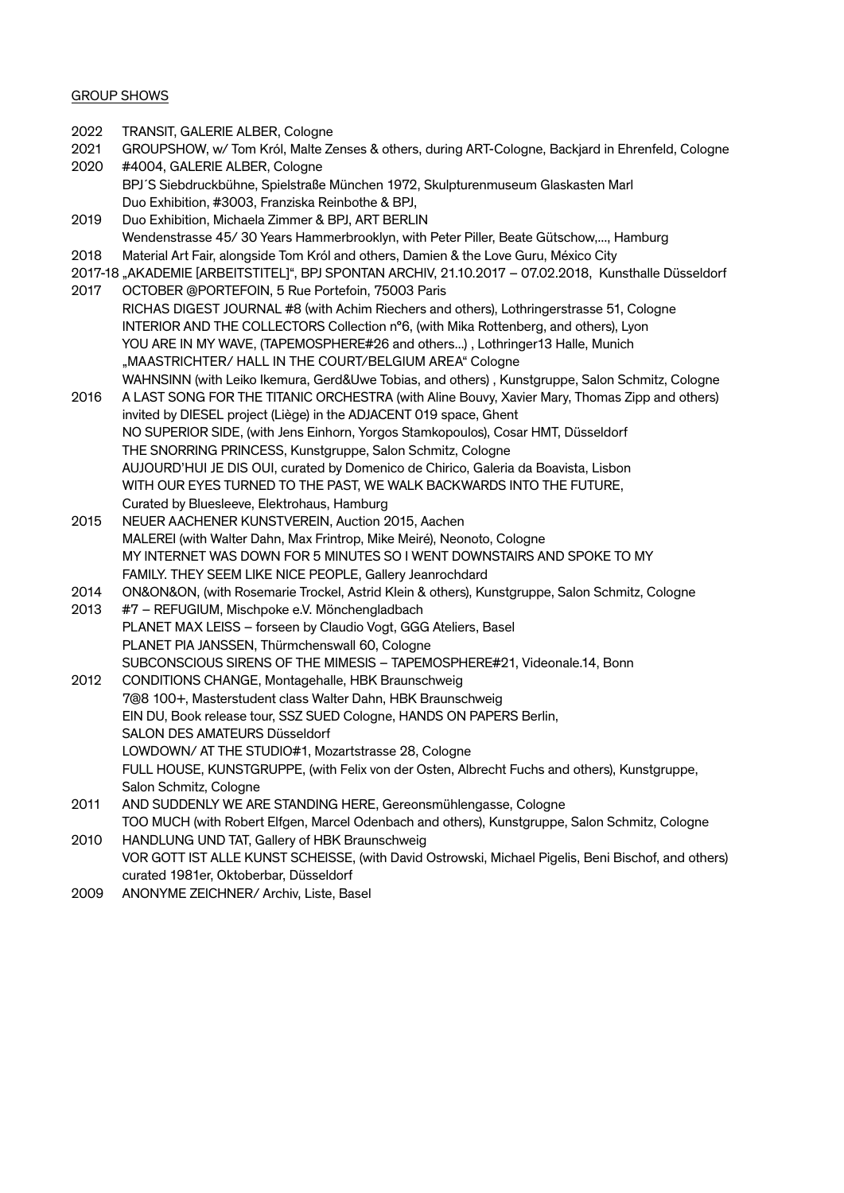<u>GROUP SHOWS</u>

2022 TRANSIT, GALERIE ALBER, Cologne

2021 GROUPSHOW, w/ Tom Król, Malte Zenses & others, during ART-Cologne, Backjard in Ehrenfeld, Cologne

2020 #4004, GALERIE ALBER, Cologne
BPJ´S Siebdruckbühne, Spielstraße München 1972, Skulpturenmuseum Glaskasten Marl
Duo Exhibition, #3003, Franziska Reinbothe & BPJ,

2019 Duo Exhibition, Michaela Zimmer & BPJ, ART BERLIN
Wendenstrasse 45/ 30 Years Hammerbrooklyn, with Peter Piller, Beate Gütschow,..., Hamburg

2018 Material Art Fair, alongside Tom Król and others, Damien & the Love Guru, México City

2017-18 „AKADEMIE [ARBEITSTITEL]“, BPJ SPONTAN ARCHIV, 21.10.2017 – 07.02.2018, Kunsthalle Düsseldorf

2017 OCTOBER @PORTEFOIN, 5 Rue Portefoin, 75003 Paris
RICHAS DIGEST JOURNAL #8 (with Achim Riechers and others), Lothringerstrasse 51, Cologne
INTERIOR AND THE COLLECTORS Collection n°6, (with Mika Rottenberg, and others), Lyon
YOU ARE IN MY WAVE, (TAPEMOSPHERE#26 and others...) , Lothringer13 Halle, Munich
„MAASTRICHTER/ HALL IN THE COURT/BELGIUM AREA“ Cologne
WAHNSINN (with Leiko Ikemura, Gerd&Uwe Tobias, and others) , Kunstgruppe, Salon Schmitz, Cologne

2016 A LAST SONG FOR THE TITANIC ORCHESTRA (with Aline Bouvy, Xavier Mary, Thomas Zipp and others) invited by DIESEL project (Liège) in the ADJACENT 019 space, Ghent
NO SUPERIOR SIDE, (with Jens Einhorn, Yorgos Stamkopoulos), Cosar HMT, Düsseldorf
THE SNORRING PRINCESS, Kunstgruppe, Salon Schmitz, Cologne
AUJOURD'HUI JE DIS OUI, curated by Domenico de Chirico, Galeria da Boavista, Lisbon
WITH OUR EYES TURNED TO THE PAST, WE WALK BACKWARDS INTO THE FUTURE, Curated by Bluesleeve, Elektrohaus, Hamburg

2015 NEUER AACHENER KUNSTVEREIN, Auction 2015, Aachen
MALEREI (with Walter Dahn, Max Frintrop, Mike Meiré), Neonoto, Cologne
MY INTERNET WAS DOWN FOR 5 MINUTES SO I WENT DOWNSTAIRS AND SPOKE TO MY FAMILY. THEY SEEM LIKE NICE PEOPLE, Gallery Jeanrochdard

2014 ON&ON&ON, (with Rosemarie Trockel, Astrid Klein & others), Kunstgruppe, Salon Schmitz, Cologne

2013 #7 – REFUGIUM, Mischpoke e.V. Mönchengladbach
PLANET MAX LEISS – forseen by Claudio Vogt, GGG Ateliers, Basel
PLANET PIA JANSSEN, Thürmchenswall 60, Cologne
SUBCONSCIOUS SIRENS OF THE MIMESIS – TAPEMOSPHERE#21, Videonale.14, Bonn

2012 CONDITIONS CHANGE, Montagehalle, HBK Braunschweig
7@8 100+, Masterstudent class Walter Dahn, HBK Braunschweig
EIN DU, Book release tour, SSZ SUED Cologne, HANDS ON PAPERS Berlin,
SALON DES AMATEURS Düsseldorf
LOWDOWN/ AT THE STUDIO#1, Mozartstrasse 28, Cologne
FULL HOUSE, KUNSTGRUPPE, (with Felix von der Osten, Albrecht Fuchs and others), Kunstgruppe, Salon Schmitz, Cologne

2011 AND SUDDENLY WE ARE STANDING HERE, Gereonsmühlengasse, Cologne
TOO MUCH (with Robert Elfgen, Marcel Odenbach and others), Kunstgruppe, Salon Schmitz, Cologne

2010 HANDLUNG UND TAT, Gallery of HBK Braunschweig
VOR GOTT IST ALLE KUNST SCHEISSE, (with David Ostrowski, Michael Pigelis, Beni Bischof, and others) curated 1981er, Oktoberbar, Düsseldorf

2009 ANONYME ZEICHNER/ Archiv, Liste, Basel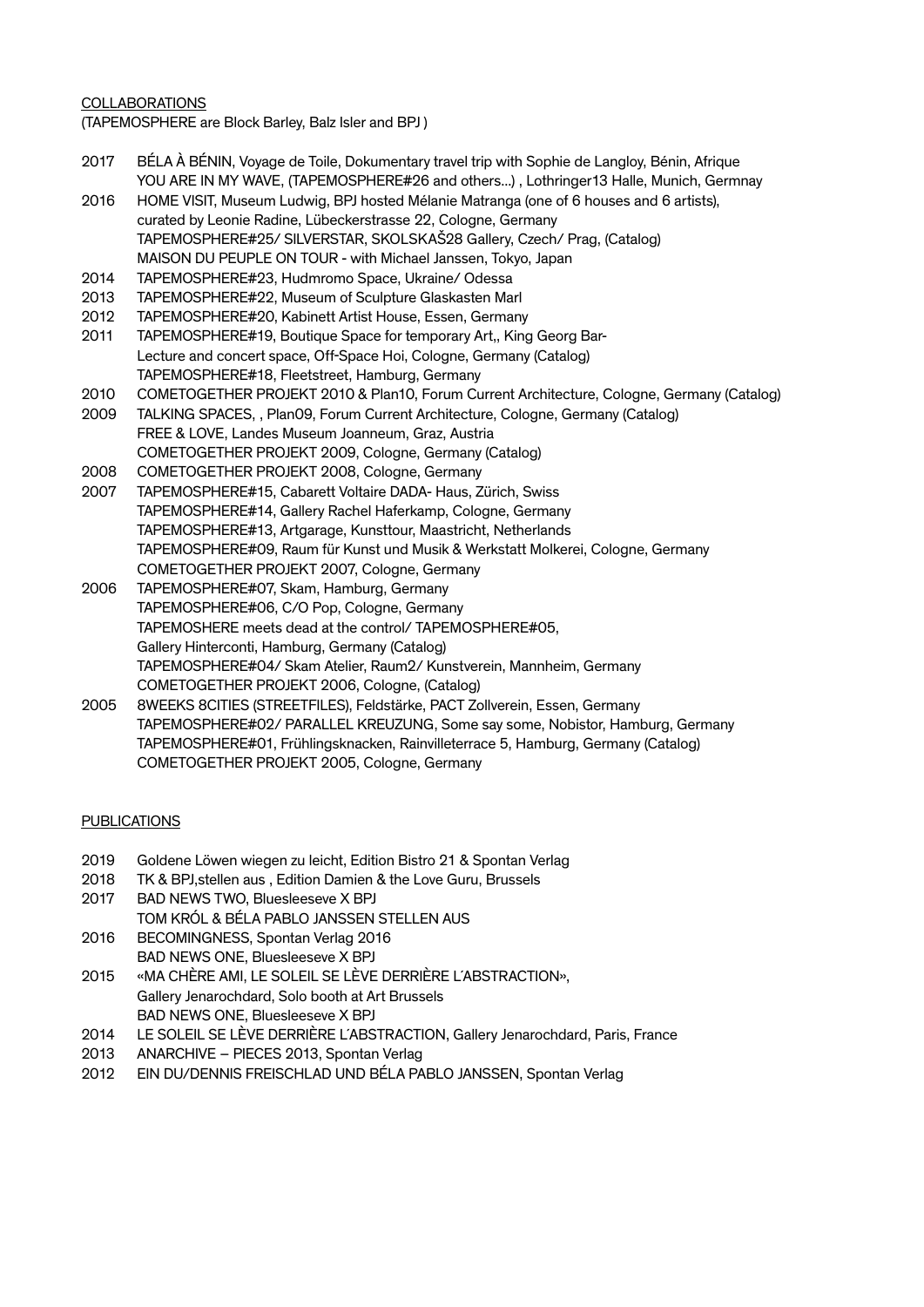<u>COLLABORATIONS</u>

(TAPEMOSPHERE are Block Barley, Balz Isler and BPJ )

2017 BÉLA À BÉNIN, Voyage de Toile, Dokumentary travel trip with Sophie de Langloy, Bénin, Afrique
YOU ARE IN MY WAVE, (TAPEMOSPHERE#26 and others...) , Lothringer13 Halle, Munich, Germnay

2016 HOME VISIT, Museum Ludwig, BPJ hosted Mélanie Matranga (one of 6 houses and 6 artists), curated by Leonie Radine, Lübeckerstrasse 22, Cologne, Germany
TAPEMOSPHERE#25/ SILVERSTAR, SKOLSKAŠ28 Gallery, Czech/ Prag, (Catalog)
MAISON DU PEUPLE ON TOUR - with Michael Janssen, Tokyo, Japan

2014 TAPEMOSPHERE#23, Hudmromo Space, Ukraine/ Odessa

2013 TAPEMOSPHERE#22, Museum of Sculpture Glaskasten Marl

2012 TAPEMOSPHERE#20, Kabinett Artist House, Essen, Germany

2011 TAPEMOSPHERE#19, Boutique Space for temporary Art,, King Georg Bar-Lecture and concert space, Off-Space Hoi, Cologne, Germany (Catalog)
TAPEMOSPHERE#18, Fleetstreet, Hamburg, Germany

2010 COMETOGETHER PROJEKT 2010 & Plan10, Forum Current Architecture, Cologne, Germany (Catalog)

2009 TALKING SPACES, , Plan09, Forum Current Architecture, Cologne, Germany (Catalog)
FREE & LOVE, Landes Museum Joanneum, Graz, Austria
COMETOGETHER PROJEKT 2009, Cologne, Germany (Catalog)

2008 COMETOGETHER PROJEKT 2008, Cologne, Germany

2007 TAPEMOSPHERE#15, Cabarett Voltaire DADA- Haus, Zürich, Swiss
TAPEMOSPHERE#14, Gallery Rachel Haferkamp, Cologne, Germany
TAPEMOSPHERE#13, Artgarage, Kunsttour, Maastricht, Netherlands
TAPEMOSPHERE#09, Raum für Kunst und Musik & Werkstatt Molkerei, Cologne, Germany
COMETOGETHER PROJEKT 2007, Cologne, Germany

2006 TAPEMOSPHERE#07, Skam, Hamburg, Germany
TAPEMOSPHERE#06, C/O Pop, Cologne, Germany
TAPEMOSHERE meets dead at the control/ TAPEMOSPHERE#05, Gallery Hinterconti, Hamburg, Germany (Catalog)
TAPEMOSPHERE#04/ Skam Atelier, Raum2/ Kunstverein, Mannheim, Germany
COMETOGETHER PROJEKT 2006, Cologne, (Catalog)

2005 8WEEKS 8CITIES (STREETFILES), Feldstärke, PACT Zollverein, Essen, Germany
TAPEMOSPHERE#02/ PARALLEL KREUZUNG, Some say some, Nobistor, Hamburg, Germany
TAPEMOSPHERE#01, Frühlingsknacken, Rainvilleterrace 5, Hamburg, Germany (Catalog)
COMETOGETHER PROJEKT 2005, Cologne, Germany

<u>PUBLICATIONS</u>

2019 Goldene Löwen wiegen zu leicht, Edition Bistro 21 & Spontan Verlag

2018 TK & BPJ,stellen aus , Edition Damien & the Love Guru, Brussels

2017 BAD NEWS TWO, Bluesleeseve X BPJ
TOM KRÓL & BÉLA PABLO JANSSEN STELLEN AUS

2016 BECOMINGNESS, Spontan Verlag 2016
BAD NEWS ONE, Bluesleeseve X BPJ

2015 «MA CHÈRE AMI, LE SOLEIL SE LÈVE DERRIÈRE L´ABSTRACTION», Gallery Jenarochdard, Solo booth at Art Brussels
BAD NEWS ONE, Bluesleeseve X BPJ

2014 LE SOLEIL SE LÈVE DERRIÈRE L´ABSTRACTION, Gallery Jenarochdard, Paris, France

2013 ANARCHIVE – PIECES 2013, Spontan Verlag

2012 EIN DU/DENNIS FREISCHLAD UND BÉLA PABLO JANSSEN, Spontan Verlag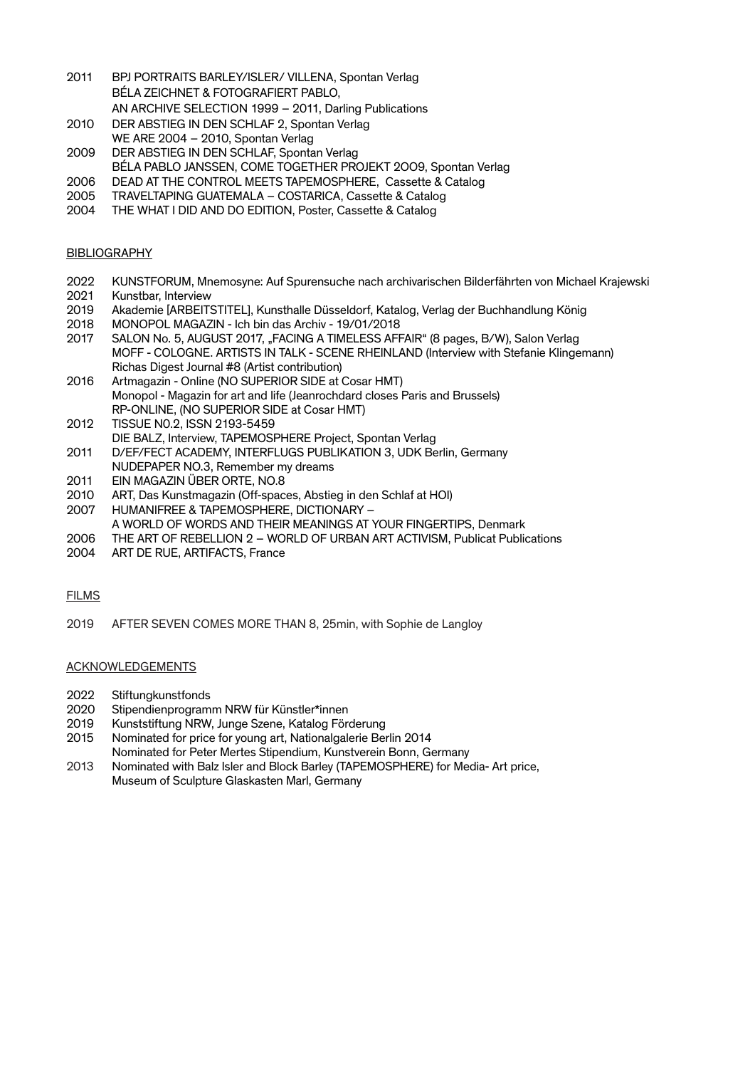2011 BPJ PORTRAITS BARLEY/ISLER/ VILLENA, Spontan Verlag
BÉLA ZEICHNET & FOTOGRAFIERT PABLO,
AN ARCHIVE SELECTION 1999 – 2011, Darling Publications
2010 DER ABSTIEG IN DEN SCHLAF 2, Spontan Verlag
WE ARE 2004 – 2010, Spontan Verlag
2009 DER ABSTIEG IN DEN SCHLAF, Spontan Verlag
BÉLA PABLO JANSSEN, COME TOGETHER PROJEKT 2OO9, Spontan Verlag
2006 DEAD AT THE CONTROL MEETS TAPEMOSPHERE, Cassette & Catalog
2005 TRAVELTAPING GUATEMALA – COSTARICA, Cassette & Catalog
2004 THE WHAT I DID AND DO EDITION, Poster, Cassette & Catalog

## BIBLIOGRAPHY

2022 KUNSTFORUM, Mnemosyne: Auf Spurensuche nach archivarischen Bilderfährten von Michael Krajewski
2021 Kunstbar, Interview
2019 Akademie [ARBEITSTITEL], Kunsthalle Düsseldorf, Katalog, Verlag der Buchhandlung König
2018 MONOPOL MAGAZIN - Ich bin das Archiv - 19/01/2018
2017 SALON No. 5, AUGUST 2017, „FACING A TIMELESS AFFAIR“ (8 pages, B/W), Salon Verlag
MOFF - COLOGNE. ARTISTS IN TALK - SCENE RHEINLAND (Interview with Stefanie Klingemann)
Richas Digest Journal #8 (Artist contribution)
2016 Artmagazin - Online (NO SUPERIOR SIDE at Cosar HMT)
Monopol - Magazin for art and life (Jeanrochdard closes Paris and Brussels)
RP-ONLINE, (NO SUPERIOR SIDE at Cosar HMT)
2012 TISSUE N0.2, ISSN 2193-5459
DIE BALZ, Interview, TAPEMOSPHERE Project, Spontan Verlag
2011 D/EF/FECT ACADEMY, INTERFLUGS PUBLIKATION 3, UDK Berlin, Germany
NUDEPAPER NO.3, Remember my dreams
2011 EIN MAGAZIN ÜBER ORTE, NO.8
2010 ART, Das Kunstmagazin (Off-spaces, Abstieg in den Schlaf at HOI)
2007 HUMANIFREE & TAPEMOSPHERE, DICTIONARY –
A WORLD OF WORDS AND THEIR MEANINGS AT YOUR FINGERTIPS, Denmark
2006 THE ART OF REBELLION 2 – WORLD OF URBAN ART ACTIVISM, Publicat Publications
2004 ART DE RUE, ARTIFACTS, France

## FILMS

2019 AFTER SEVEN COMES MORE THAN 8, 25min, with Sophie de Langloy

## ACKNOWLEDGEMENTS

2022 Stiftungkunstfonds
2020 Stipendienprogramm NRW für Künstler*innen
2019 Kunststiftung NRW, Junge Szene, Katalog Förderung
2015 Nominated for price for young art, Nationalgalerie Berlin 2014
Nominated for Peter Mertes Stipendium, Kunstverein Bonn, Germany
2013 Nominated with Balz Isler and Block Barley (TAPEMOSPHERE) for Media- Art price,
Museum of Sculpture Glaskasten Marl, Germany